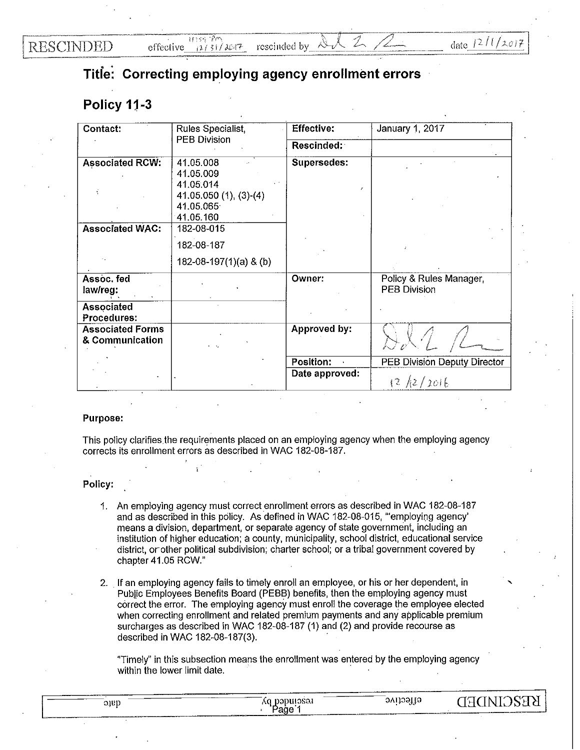RESCINDED effective 11:59 pm 12/31/2017 rescinded by [signature] date 12/1/2017

# Title: Correcting employing agency enrollment errors

## Policy 11-3

| Contact: | Rules Specialist, PEB Division | Effective: | January 1, 2017 |
|---|---|---|---|
| | | Rescinded: | |
| Associated RCW: | 41.05.008<br>41.05.009<br>41.05.014<br>41.05.050 (1), (3)-(4)<br>41.05.065<br>41.05.160 | Supersedes: | |
| Associated WAC: | 182-08-015<br>182-08-187<br>182-08-197(1)(a) & (b) | | |
| Assoc. fed law/reg: | | Owner: | Policy & Rules Manager, PEB Division |
| Associated Procedures: | | | |
| Associated Forms & Communication | | Approved by: | [signature] |
| | | Position: | PEB Division Deputy Director |
| | | Date approved: | 12/12/2016 |

**Purpose:**

This policy clarifies the requirements placed on an employing agency when the employing agency corrects its enrollment errors as described in WAC 182-08-187.

**Policy:**

1. An employing agency must correct enrollment errors as described in WAC 182-08-187 and as described in this policy. As defined in WAC 182-08-015, "'employing agency' means a division, department, or separate agency of state government, including an institution of higher education; a county, municipality, school district, educational service district, or other political subdivision; charter school; or a tribal government covered by chapter 41.05 RCW."

2. If an employing agency fails to timely enroll an employee, or his or her dependent, in Public Employees Benefits Board (PEBB) benefits, then the employing agency must correct the error. The employing agency must enroll the coverage the employee elected when correcting enrollment and related premium payments and any applicable premium surcharges as described in WAC 182-08-187 (1) and (2) and provide recourse as described in WAC 182-08-187(3).

   "Timely" in this subsection means the enrollment was entered by the employing agency within the lower limit date.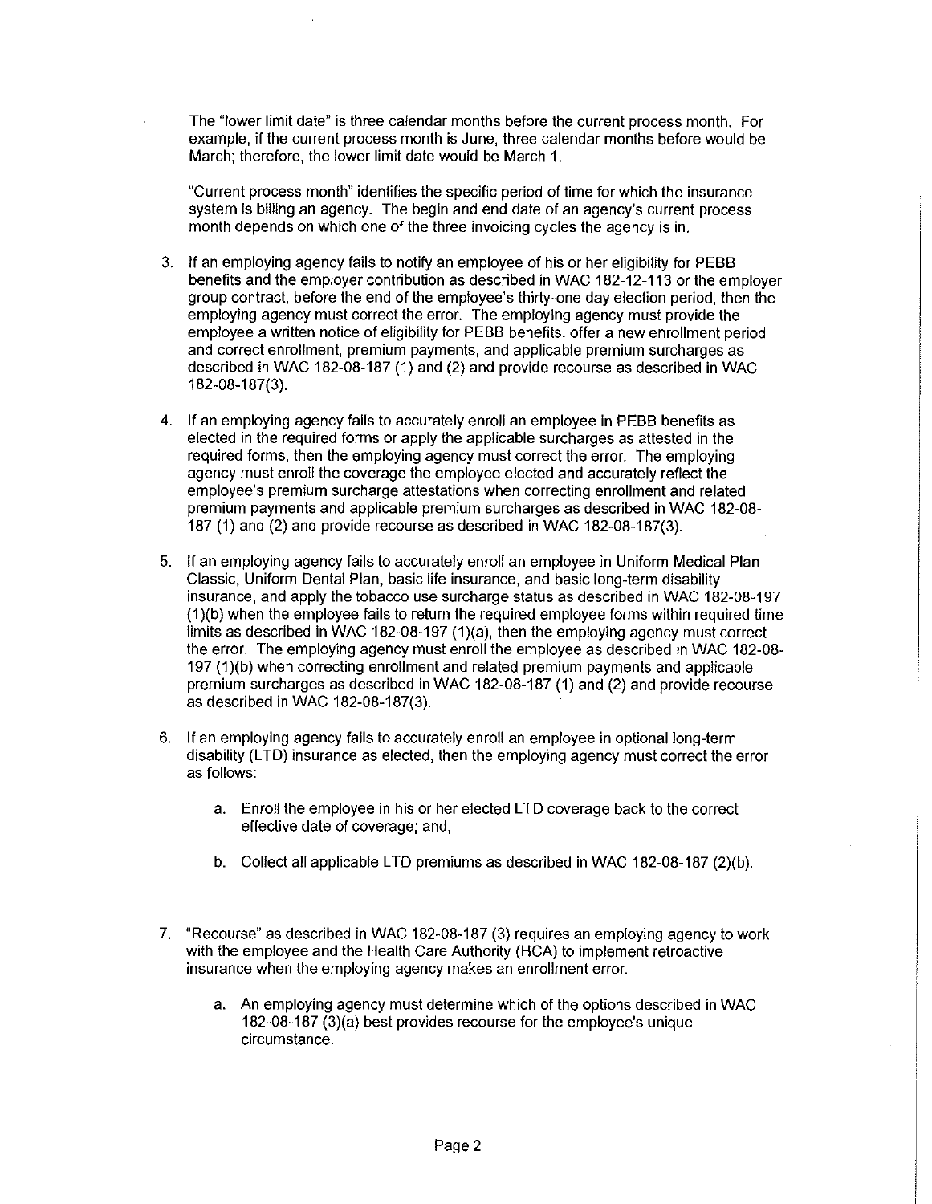The "lower limit date" is three calendar months before the current process month. For example, if the current process month is June, three calendar months before would be March; therefore, the lower limit date would be March 1.

"Current process month" identifies the specific period of time for which the insurance system is billing an agency. The begin and end date of an agency's current process month depends on which one of the three invoicing cycles the agency is in.

3. If an employing agency fails to notify an employee of his or her eligibility for PEBB benefits and the employer contribution as described in WAC 182-12-113 or the employer group contract, before the end of the employee's thirty-one day election period, then the employing agency must correct the error. The employing agency must provide the employee a written notice of eligibility for PEBB benefits, offer a new enrollment period and correct enrollment, premium payments, and applicable premium surcharges as described in WAC 182-08-187 (1) and (2) and provide recourse as described in WAC 182-08-187(3).

4. If an employing agency fails to accurately enroll an employee in PEBB benefits as elected in the required forms or apply the applicable surcharges as attested in the required forms, then the employing agency must correct the error. The employing agency must enroll the coverage the employee elected and accurately reflect the employee's premium surcharge attestations when correcting enrollment and related premium payments and applicable premium surcharges as described in WAC 182-08-187 (1) and (2) and provide recourse as described in WAC 182-08-187(3).

5. If an employing agency fails to accurately enroll an employee in Uniform Medical Plan Classic, Uniform Dental Plan, basic life insurance, and basic long-term disability insurance, and apply the tobacco use surcharge status as described in WAC 182-08-197 (1)(b) when the employee fails to return the required employee forms within required time limits as described in WAC 182-08-197 (1)(a), then the employing agency must correct the error. The employing agency must enroll the employee as described in WAC 182-08-197 (1)(b) when correcting enrollment and related premium payments and applicable premium surcharges as described in WAC 182-08-187 (1) and (2) and provide recourse as described in WAC 182-08-187(3).

6. If an employing agency fails to accurately enroll an employee in optional long-term disability (LTD) insurance as elected, then the employing agency must correct the error as follows:

   a. Enroll the employee in his or her elected LTD coverage back to the correct effective date of coverage; and,

   b. Collect all applicable LTD premiums as described in WAC 182-08-187 (2)(b).

7. "Recourse" as described in WAC 182-08-187 (3) requires an employing agency to work with the employee and the Health Care Authority (HCA) to implement retroactive insurance when the employing agency makes an enrollment error.

   a. An employing agency must determine which of the options described in WAC 182-08-187 (3)(a) best provides recourse for the employee's unique circumstance.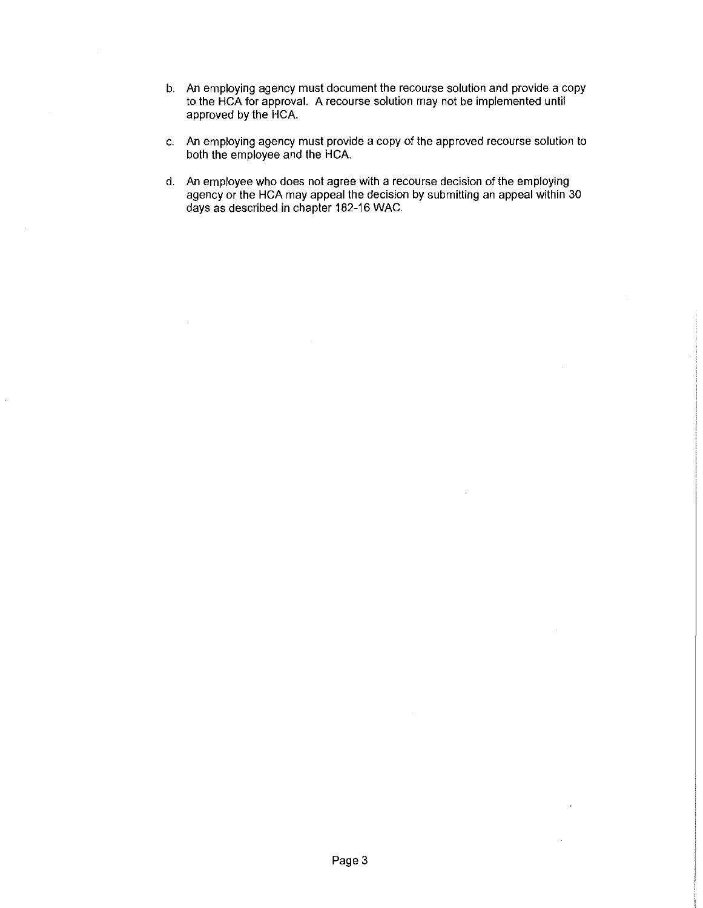b. An employing agency must document the recourse solution and provide a copy to the HCA for approval. A recourse solution may not be implemented until approved by the HCA.

c. An employing agency must provide a copy of the approved recourse solution to both the employee and the HCA.

d. An employee who does not agree with a recourse decision of the employing agency or the HCA may appeal the decision by submitting an appeal within 30 days as described in chapter 182-16 WAC.